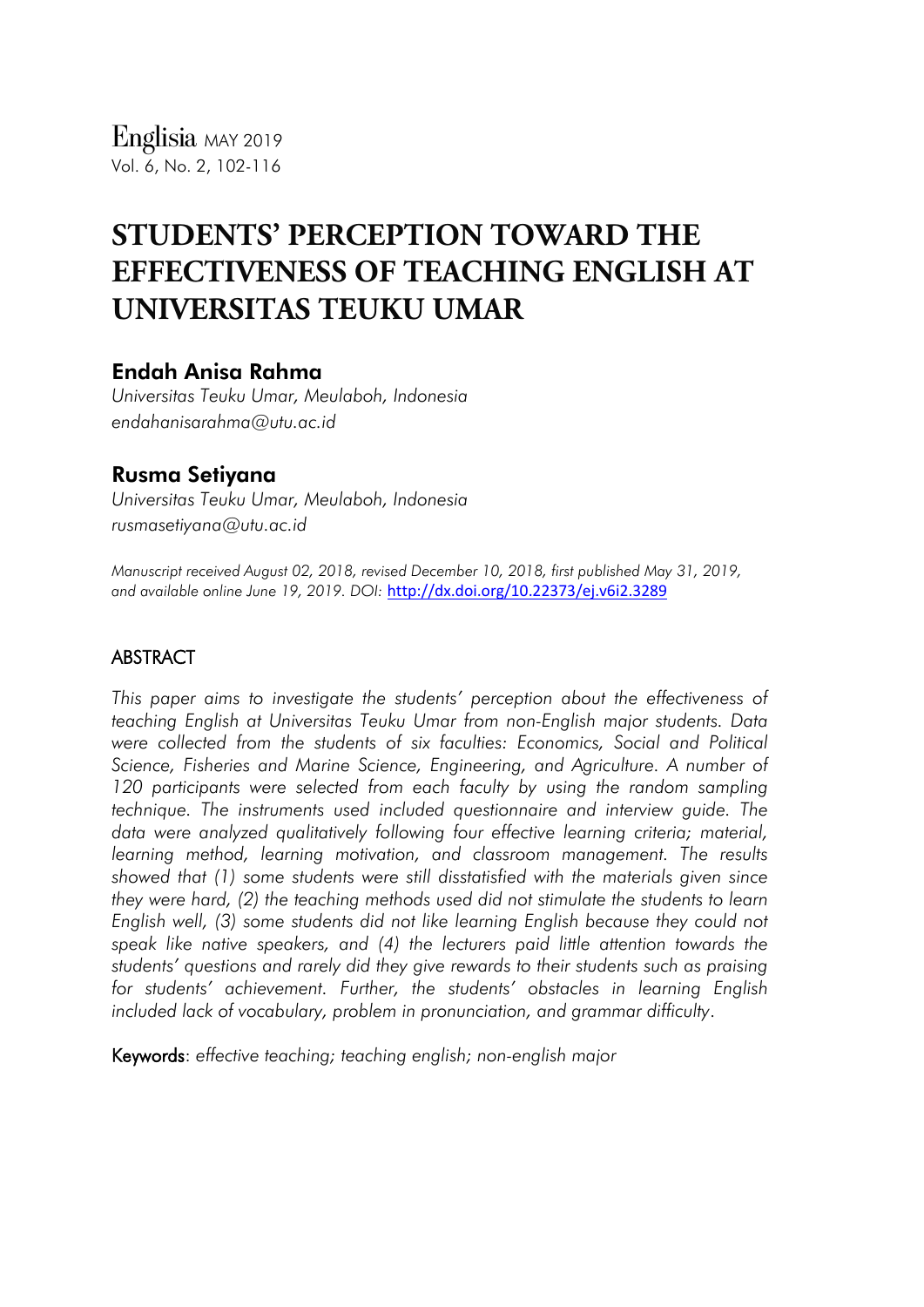# STUDENTS' PERCEPTION TOWARD THE EFFECTIVENESS OF TEACHING ENGLISH AT UNIVERSITAS TEUKU UMAR

## Endah Anisa Rahma

*Universitas Teuku Umar, Meulaboh, Indonesia*
*endahanisarahma@utu.ac.id*

## Rusma Setiyana

*Universitas Teuku Umar, Meulaboh, Indonesia*
*rusmasetiyana@utu.ac.id*

*Manuscript received August 02, 2018, revised December 10, 2018, first published May 31, 2019, and available online June 19, 2019. DOI:* http://dx.doi.org/10.22373/ej.v6i2.3289

## ABSTRACT

*This paper aims to investigate the students' perception about the effectiveness of teaching English at Universitas Teuku Umar from non-English major students. Data were collected from the students of six faculties: Economics, Social and Political Science, Fisheries and Marine Science, Engineering, and Agriculture. A number of 120 participants were selected from each faculty by using the random sampling technique. The instruments used included questionnaire and interview guide. The data were analyzed qualitatively following four effective learning criteria; material, learning method, learning motivation, and classroom management. The results showed that (1) some students were still disstatisfied with the materials given since they were hard, (2) the teaching methods used did not stimulate the students to learn English well, (3) some students did not like learning English because they could not speak like native speakers, and (4) the lecturers paid little attention towards the students' questions and rarely did they give rewards to their students such as praising for students' achievement. Further, the students' obstacles in learning English included lack of vocabulary, problem in pronunciation, and grammar difficulty.*

**Keywords**: *effective teaching; teaching english; non-english major*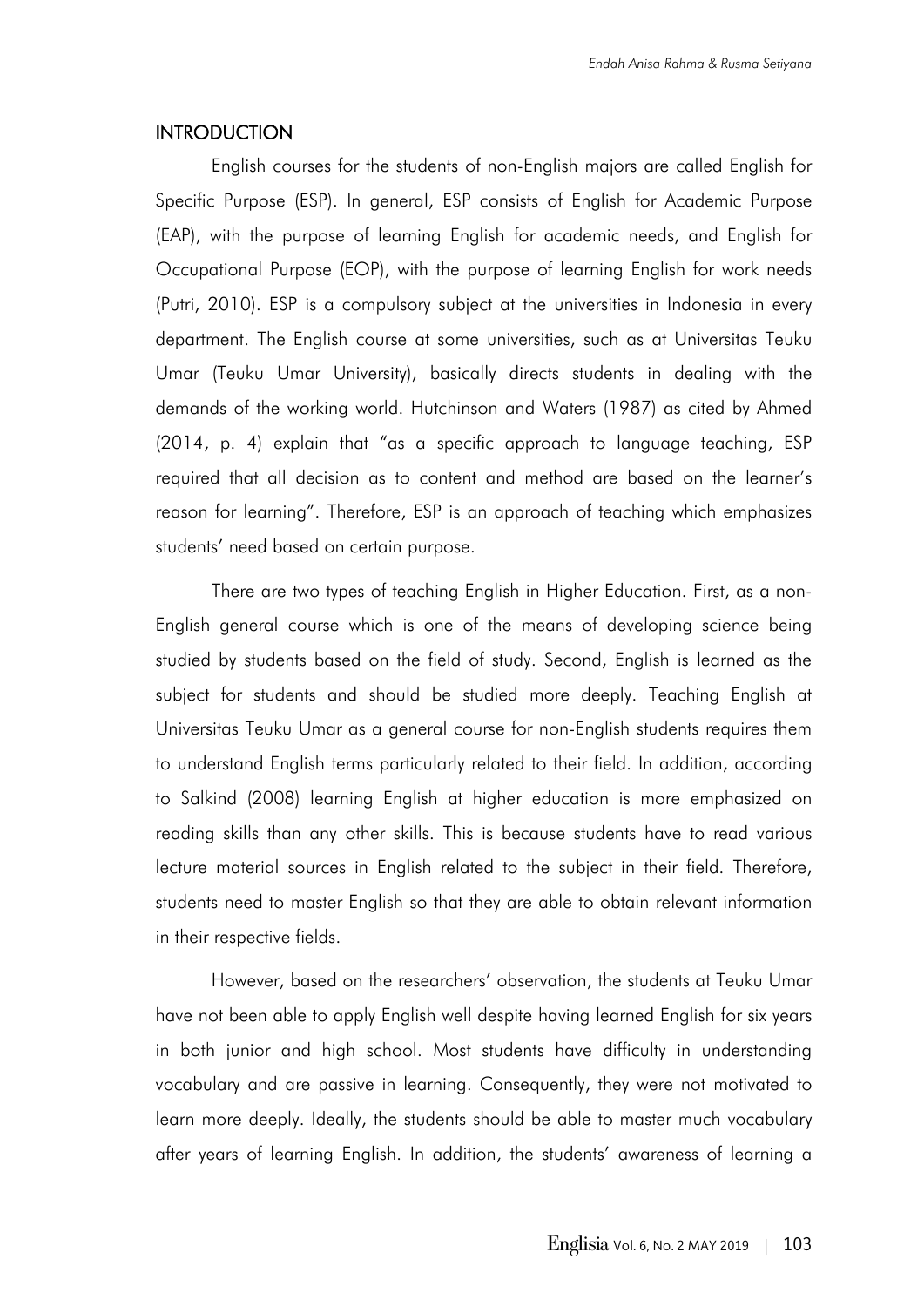## INTRODUCTION

English courses for the students of non-English majors are called English for Specific Purpose (ESP). In general, ESP consists of English for Academic Purpose (EAP), with the purpose of learning English for academic needs, and English for Occupational Purpose (EOP), with the purpose of learning English for work needs (Putri, 2010). ESP is a compulsory subject at the universities in Indonesia in every department. The English course at some universities, such as at Universitas Teuku Umar (Teuku Umar University), basically directs students in dealing with the demands of the working world. Hutchinson and Waters (1987) as cited by Ahmed (2014, p. 4) explain that "as a specific approach to language teaching, ESP required that all decision as to content and method are based on the learner's reason for learning". Therefore, ESP is an approach of teaching which emphasizes students' need based on certain purpose.

There are two types of teaching English in Higher Education. First, as a non-English general course which is one of the means of developing science being studied by students based on the field of study. Second, English is learned as the subject for students and should be studied more deeply. Teaching English at Universitas Teuku Umar as a general course for non-English students requires them to understand English terms particularly related to their field. In addition, according to Salkind (2008) learning English at higher education is more emphasized on reading skills than any other skills. This is because students have to read various lecture material sources in English related to the subject in their field. Therefore, students need to master English so that they are able to obtain relevant information in their respective fields.

However, based on the researchers' observation, the students at Teuku Umar have not been able to apply English well despite having learned English for six years in both junior and high school. Most students have difficulty in understanding vocabulary and are passive in learning. Consequently, they were not motivated to learn more deeply. Ideally, the students should be able to master much vocabulary after years of learning English. In addition, the students' awareness of learning a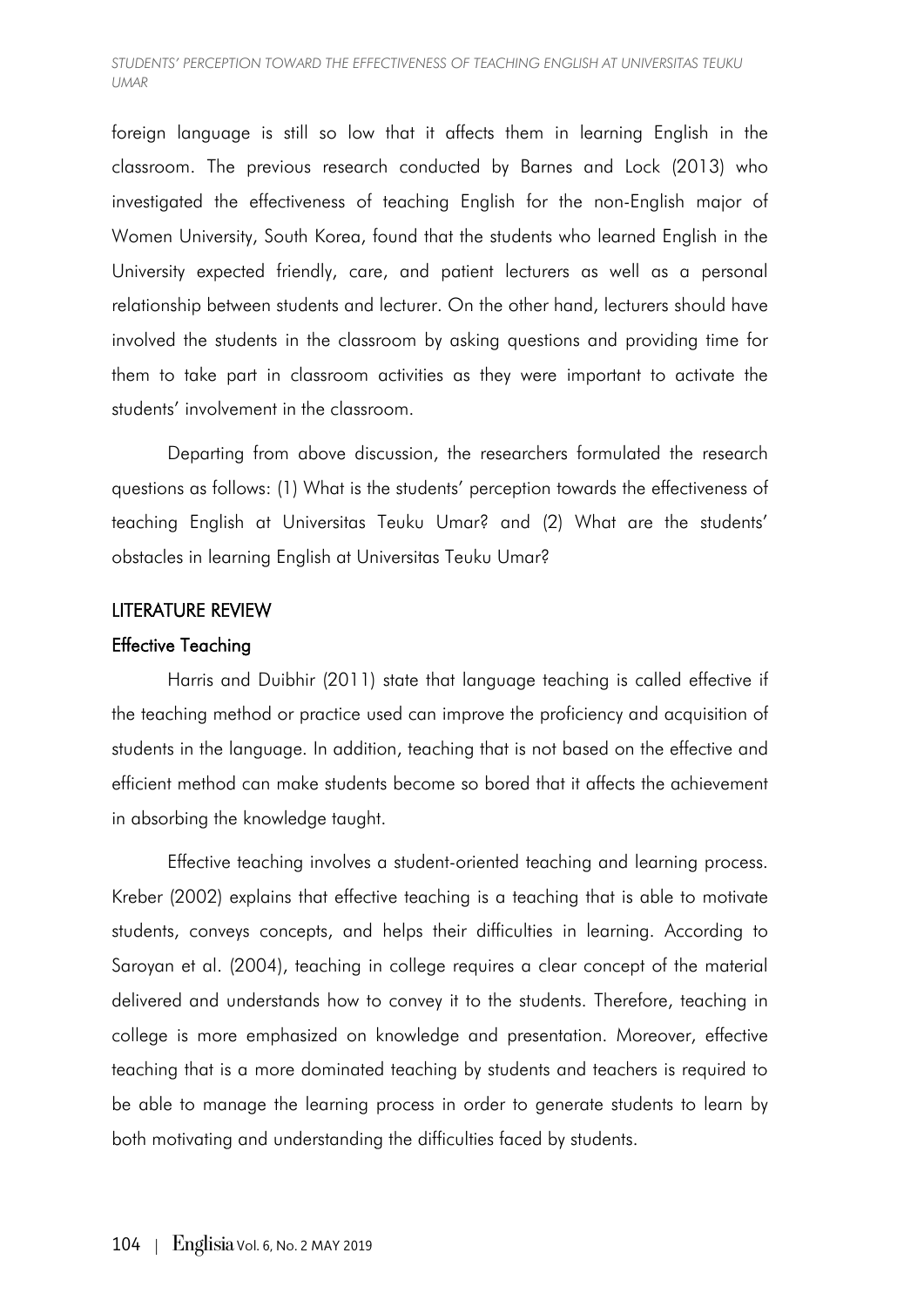foreign language is still so low that it affects them in learning English in the classroom. The previous research conducted by Barnes and Lock (2013) who investigated the effectiveness of teaching English for the non-English major of Women University, South Korea, found that the students who learned English in the University expected friendly, care, and patient lecturers as well as a personal relationship between students and lecturer. On the other hand, lecturers should have involved the students in the classroom by asking questions and providing time for them to take part in classroom activities as they were important to activate the students' involvement in the classroom.

Departing from above discussion, the researchers formulated the research questions as follows: (1) What is the students' perception towards the effectiveness of teaching English at Universitas Teuku Umar? and (2) What are the students' obstacles in learning English at Universitas Teuku Umar?

## LITERATURE REVIEW

### Effective Teaching

Harris and Duibhir (2011) state that language teaching is called effective if the teaching method or practice used can improve the proficiency and acquisition of students in the language. In addition, teaching that is not based on the effective and efficient method can make students become so bored that it affects the achievement in absorbing the knowledge taught.

Effective teaching involves a student-oriented teaching and learning process. Kreber (2002) explains that effective teaching is a teaching that is able to motivate students, conveys concepts, and helps their difficulties in learning. According to Saroyan et al. (2004), teaching in college requires a clear concept of the material delivered and understands how to convey it to the students. Therefore, teaching in college is more emphasized on knowledge and presentation. Moreover, effective teaching that is a more dominated teaching by students and teachers is required to be able to manage the learning process in order to generate students to learn by both motivating and understanding the difficulties faced by students.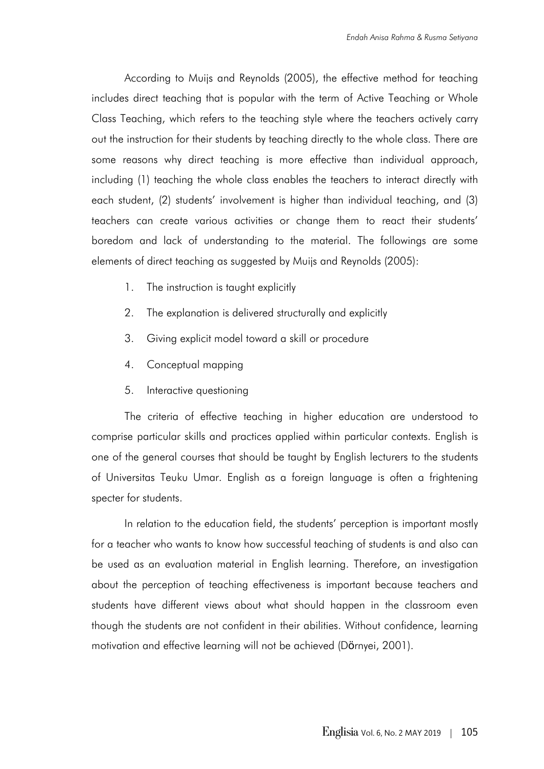According to Muijs and Reynolds (2005), the effective method for teaching includes direct teaching that is popular with the term of Active Teaching or Whole Class Teaching, which refers to the teaching style where the teachers actively carry out the instruction for their students by teaching directly to the whole class. There are some reasons why direct teaching is more effective than individual approach, including (1) teaching the whole class enables the teachers to interact directly with each student, (2) students' involvement is higher than individual teaching, and (3) teachers can create various activities or change them to react their students' boredom and lack of understanding to the material. The followings are some elements of direct teaching as suggested by Muijs and Reynolds (2005):

1. The instruction is taught explicitly
2. The explanation is delivered structurally and explicitly
3. Giving explicit model toward a skill or procedure
4. Conceptual mapping
5. Interactive questioning

The criteria of effective teaching in higher education are understood to comprise particular skills and practices applied within particular contexts. English is one of the general courses that should be taught by English lecturers to the students of Universitas Teuku Umar. English as a foreign language is often a frightening specter for students.

In relation to the education field, the students' perception is important mostly for a teacher who wants to know how successful teaching of students is and also can be used as an evaluation material in English learning. Therefore, an investigation about the perception of teaching effectiveness is important because teachers and students have different views about what should happen in the classroom even though the students are not confident in their abilities. Without confidence, learning motivation and effective learning will not be achieved (Dörnyei, 2001).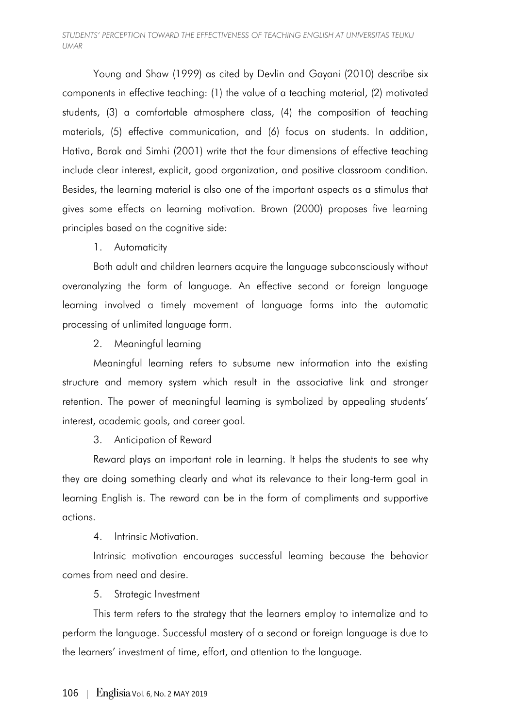Young and Shaw (1999) as cited by Devlin and Gayani (2010) describe six components in effective teaching: (1) the value of a teaching material, (2) motivated students, (3) a comfortable atmosphere class, (4) the composition of teaching materials, (5) effective communication, and (6) focus on students. In addition, Hativa, Barak and Simhi (2001) write that the four dimensions of effective teaching include clear interest, explicit, good organization, and positive classroom condition. Besides, the learning material is also one of the important aspects as a stimulus that gives some effects on learning motivation. Brown (2000) proposes five learning principles based on the cognitive side:

1. Automaticity

Both adult and children learners acquire the language subconsciously without overanalyzing the form of language. An effective second or foreign language learning involved a timely movement of language forms into the automatic processing of unlimited language form.

2. Meaningful learning

Meaningful learning refers to subsume new information into the existing structure and memory system which result in the associative link and stronger retention. The power of meaningful learning is symbolized by appealing students' interest, academic goals, and career goal.

3. Anticipation of Reward

Reward plays an important role in learning. It helps the students to see why they are doing something clearly and what its relevance to their long-term goal in learning English is. The reward can be in the form of compliments and supportive actions.

4. Intrinsic Motivation.

Intrinsic motivation encourages successful learning because the behavior comes from need and desire.

5. Strategic Investment

This term refers to the strategy that the learners employ to internalize and to perform the language. Successful mastery of a second or foreign language is due to the learners' investment of time, effort, and attention to the language.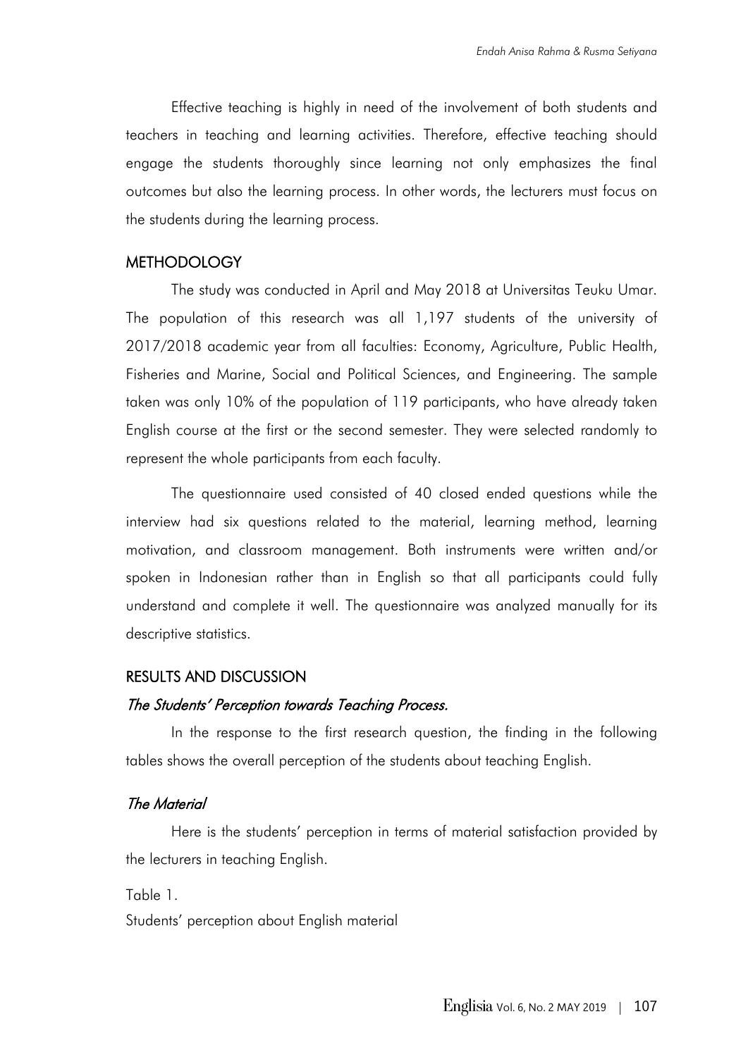Effective teaching is highly in need of the involvement of both students and teachers in teaching and learning activities. Therefore, effective teaching should engage the students thoroughly since learning not only emphasizes the final outcomes but also the learning process. In other words, the lecturers must focus on the students during the learning process.

## METHODOLOGY

The study was conducted in April and May 2018 at Universitas Teuku Umar. The population of this research was all 1,197 students of the university of 2017/2018 academic year from all faculties: Economy, Agriculture, Public Health, Fisheries and Marine, Social and Political Sciences, and Engineering. The sample taken was only 10% of the population of 119 participants, who have already taken English course at the first or the second semester. They were selected randomly to represent the whole participants from each faculty.

The questionnaire used consisted of 40 closed ended questions while the interview had six questions related to the material, learning method, learning motivation, and classroom management. Both instruments were written and/or spoken in Indonesian rather than in English so that all participants could fully understand and complete it well. The questionnaire was analyzed manually for its descriptive statistics.

## RESULTS AND DISCUSSION

### *The Students' Perception towards Teaching Process.*

In the response to the first research question, the finding in the following tables shows the overall perception of the students about teaching English.

### *The Material*

Here is the students' perception in terms of material satisfaction provided by the lecturers in teaching English.

Table 1.
Students' perception about English material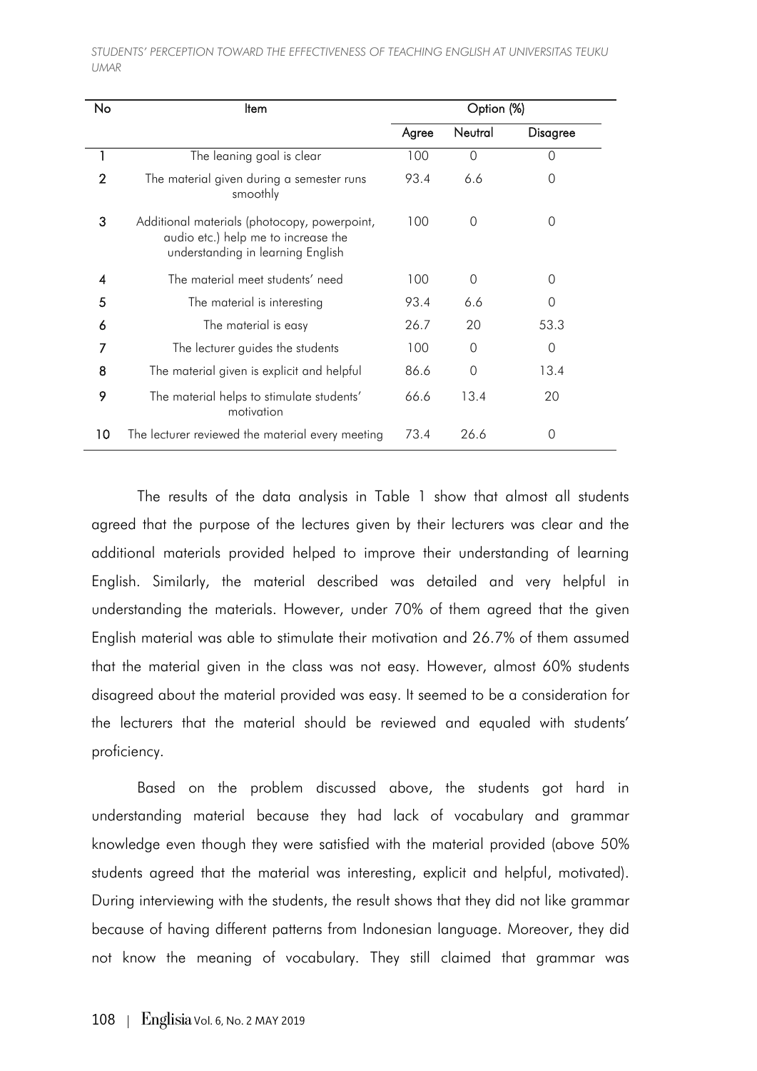| No | Item | Option (%) | | |
|---|---|---|---|---|
| | | Agree | Neutral | Disagree |
| 1 | The leaning goal is clear | 100 | 0 | 0 |
| 2 | The material given during a semester runs smoothly | 93.4 | 6.6 | 0 |
| 3 | Additional materials (photocopy, powerpoint, audio etc.) help me to increase the understanding in learning English | 100 | 0 | 0 |
| 4 | The material meet students' need | 100 | 0 | 0 |
| 5 | The material is interesting | 93.4 | 6.6 | 0 |
| 6 | The material is easy | 26.7 | 20 | 53.3 |
| 7 | The lecturer guides the students | 100 | 0 | 0 |
| 8 | The material given is explicit and helpful | 86.6 | 0 | 13.4 |
| 9 | The material helps to stimulate students' motivation | 66.6 | 13.4 | 20 |
| 10 | The lecturer reviewed the material every meeting | 73.4 | 26.6 | 0 |

The results of the data analysis in Table 1 show that almost all students agreed that the purpose of the lectures given by their lecturers was clear and the additional materials provided helped to improve their understanding of learning English. Similarly, the material described was detailed and very helpful in understanding the materials. However, under 70% of them agreed that the given English material was able to stimulate their motivation and 26.7% of them assumed that the material given in the class was not easy. However, almost 60% students disagreed about the material provided was easy. It seemed to be a consideration for the lecturers that the material should be reviewed and equaled with students' proficiency.

Based on the problem discussed above, the students got hard in understanding material because they had lack of vocabulary and grammar knowledge even though they were satisfied with the material provided (above 50% students agreed that the material was interesting, explicit and helpful, motivated). During interviewing with the students, the result shows that they did not like grammar because of having different patterns from Indonesian language. Moreover, they did not know the meaning of vocabulary. They still claimed that grammar was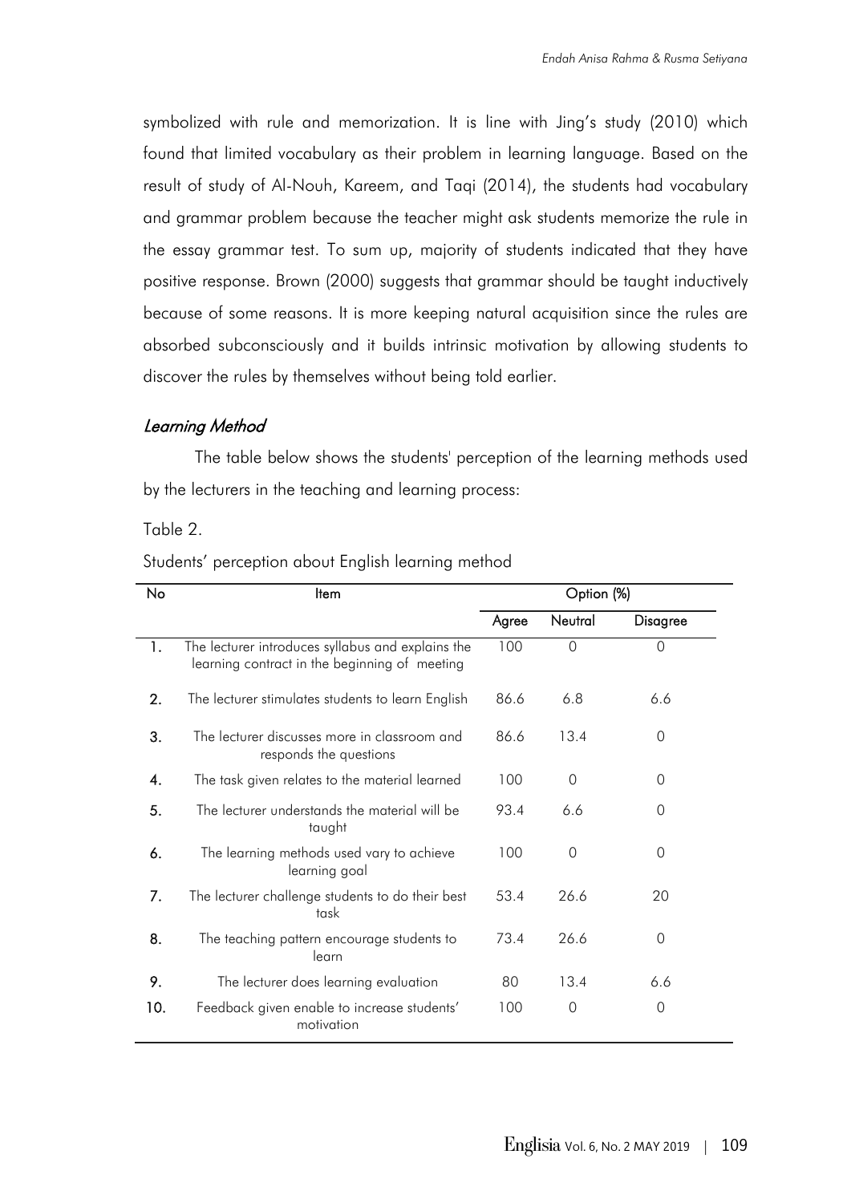symbolized with rule and memorization. It is line with Jing's study (2010) which found that limited vocabulary as their problem in learning language. Based on the result of study of Al-Nouh, Kareem, and Taqi (2014), the students had vocabulary and grammar problem because the teacher might ask students memorize the rule in the essay grammar test. To sum up, majority of students indicated that they have positive response. Brown (2000) suggests that grammar should be taught inductively because of some reasons. It is more keeping natural acquisition since the rules are absorbed subconsciously and it builds intrinsic motivation by allowing students to discover the rules by themselves without being told earlier.

### *Learning Method*

The table below shows the students' perception of the learning methods used by the lecturers in the teaching and learning process:

Table 2.

Students' perception about English learning method

| No | Item | Option (%) | | |
|---|---|---|---|---|
| | | Agree | Neutral | Disagree |
| 1. | The lecturer introduces syllabus and explains the learning contract in the beginning of meeting | 100 | 0 | 0 |
| 2. | The lecturer stimulates students to learn English | 86.6 | 6.8 | 6.6 |
| 3. | The lecturer discusses more in classroom and responds the questions | 86.6 | 13.4 | 0 |
| 4. | The task given relates to the material learned | 100 | 0 | 0 |
| 5. | The lecturer understands the material will be taught | 93.4 | 6.6 | 0 |
| 6. | The learning methods used vary to achieve learning goal | 100 | 0 | 0 |
| 7. | The lecturer challenge students to do their best task | 53.4 | 26.6 | 20 |
| 8. | The teaching pattern encourage students to learn | 73.4 | 26.6 | 0 |
| 9. | The lecturer does learning evaluation | 80 | 13.4 | 6.6 |
| 10. | Feedback given enable to increase students' motivation | 100 | 0 | 0 |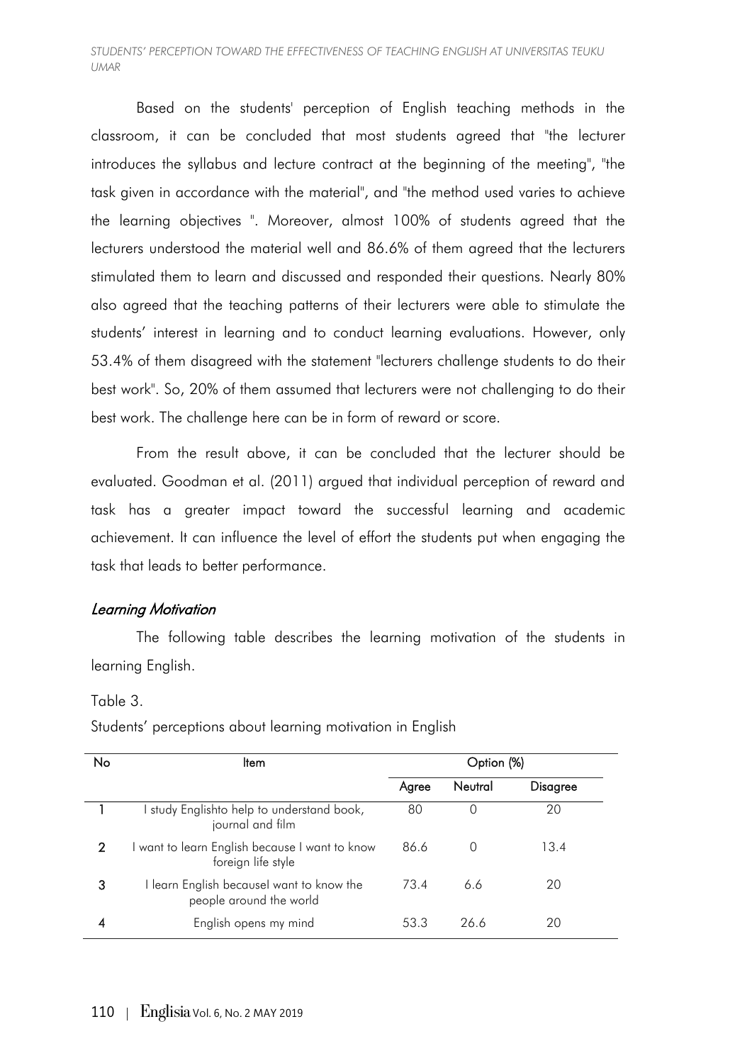Based on the students' perception of English teaching methods in the classroom, it can be concluded that most students agreed that "the lecturer introduces the syllabus and lecture contract at the beginning of the meeting", "the task given in accordance with the material", and "the method used varies to achieve the learning objectives ". Moreover, almost 100% of students agreed that the lecturers understood the material well and 86.6% of them agreed that the lecturers stimulated them to learn and discussed and responded their questions. Nearly 80% also agreed that the teaching patterns of their lecturers were able to stimulate the students' interest in learning and to conduct learning evaluations. However, only 53.4% of them disagreed with the statement "lecturers challenge students to do their best work". So, 20% of them assumed that lecturers were not challenging to do their best work. The challenge here can be in form of reward or score.

From the result above, it can be concluded that the lecturer should be evaluated. Goodman et al. (2011) argued that individual perception of reward and task has a greater impact toward the successful learning and academic achievement. It can influence the level of effort the students put when engaging the task that leads to better performance.

### *Learning Motivation*

The following table describes the learning motivation of the students in learning English.

Table 3.

Students' perceptions about learning motivation in English

| No | Item | Option (%) | | |
|---|---|---|---|---|
| | | Agree | Neutral | Disagree |
| 1 | I study Englishto help to understand book, journal and film | 80 | 0 | 20 |
| 2 | I want to learn English because I want to know foreign life style | 86.6 | 0 | 13.4 |
| 3 | I learn English becauseI want to know the people around the world | 73.4 | 6.6 | 20 |
| 4 | English opens my mind | 53.3 | 26.6 | 20 |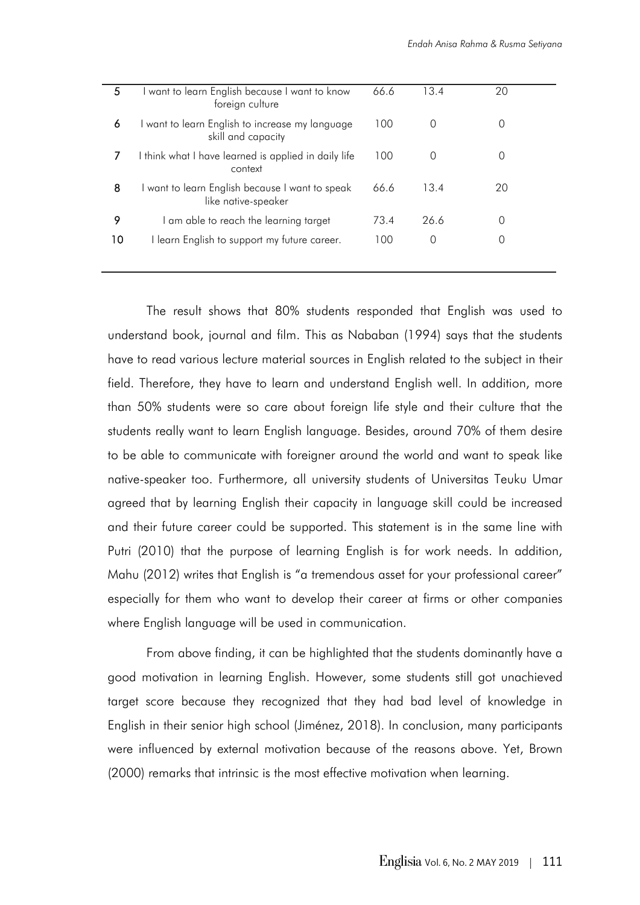| | | | | |
|---|---|---|---|---|
| 5 | I want to learn English because I want to know foreign culture | 66.6 | 13.4 | 20 |
| 6 | I want to learn English to increase my language skill and capacity | 100 | 0 | 0 |
| 7 | I think what I have learned is applied in daily life context | 100 | 0 | 0 |
| 8 | I want to learn English because I want to speak like native-speaker | 66.6 | 13.4 | 20 |
| 9 | I am able to reach the learning target | 73.4 | 26.6 | 0 |
| 10 | I learn English to support my future career. | 100 | 0 | 0 |

The result shows that 80% students responded that English was used to understand book, journal and film. This as Nababan (1994) says that the students have to read various lecture material sources in English related to the subject in their field. Therefore, they have to learn and understand English well. In addition, more than 50% students were so care about foreign life style and their culture that the students really want to learn English language. Besides, around 70% of them desire to be able to communicate with foreigner around the world and want to speak like native-speaker too. Furthermore, all university students of Universitas Teuku Umar agreed that by learning English their capacity in language skill could be increased and their future career could be supported. This statement is in the same line with Putri (2010) that the purpose of learning English is for work needs. In addition, Mahu (2012) writes that English is "a tremendous asset for your professional career" especially for them who want to develop their career at firms or other companies where English language will be used in communication.

From above finding, it can be highlighted that the students dominantly have a good motivation in learning English. However, some students still got unachieved target score because they recognized that they had bad level of knowledge in English in their senior high school (Jiménez, 2018). In conclusion, many participants were influenced by external motivation because of the reasons above. Yet, Brown (2000) remarks that intrinsic is the most effective motivation when learning.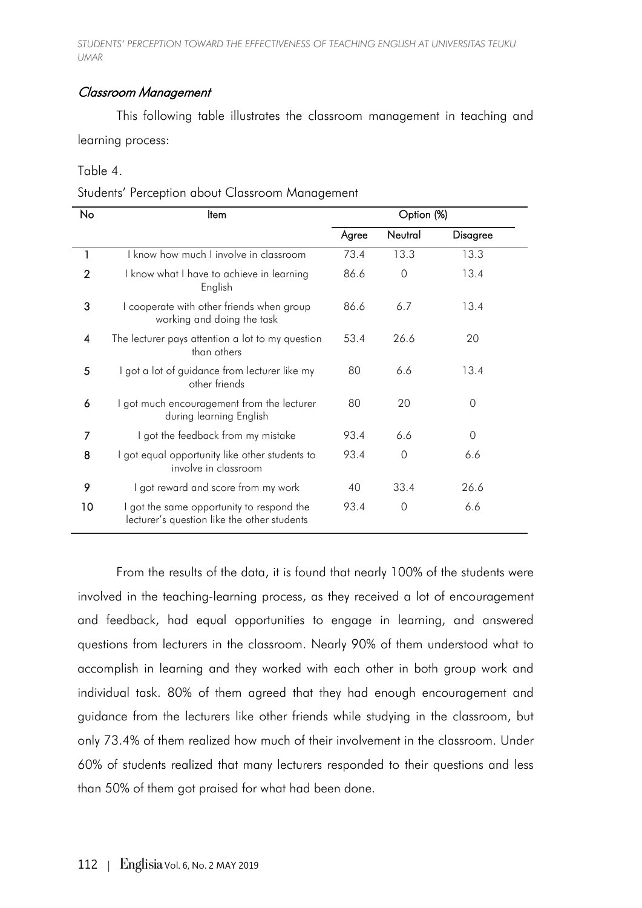### *Classroom Management*

This following table illustrates the classroom management in teaching and learning process:

Table 4.

Students' Perception about Classroom Management

| No | Item | Option (%) | | |
|---|---|---|---|---|
| | | Agree | Neutral | Disagree |
| 1 | I know how much I involve in classroom | 73.4 | 13.3 | 13.3 |
| 2 | I know what I have to achieve in learning English | 86.6 | 0 | 13.4 |
| 3 | I cooperate with other friends when group working and doing the task | 86.6 | 6.7 | 13.4 |
| 4 | The lecturer pays attention a lot to my question than others | 53.4 | 26.6 | 20 |
| 5 | I got a lot of guidance from lecturer like my other friends | 80 | 6.6 | 13.4 |
| 6 | I got much encouragement from the lecturer during learning English | 80 | 20 | 0 |
| 7 | I got the feedback from my mistake | 93.4 | 6.6 | 0 |
| 8 | I got equal opportunity like other students to involve in classroom | 93.4 | 0 | 6.6 |
| 9 | I got reward and score from my work | 40 | 33.4 | 26.6 |
| 10 | I got the same opportunity to respond the lecturer's question like the other students | 93.4 | 0 | 6.6 |

From the results of the data, it is found that nearly 100% of the students were involved in the teaching-learning process, as they received a lot of encouragement and feedback, had equal opportunities to engage in learning, and answered questions from lecturers in the classroom. Nearly 90% of them understood what to accomplish in learning and they worked with each other in both group work and individual task. 80% of them agreed that they had enough encouragement and guidance from the lecturers like other friends while studying in the classroom, but only 73.4% of them realized how much of their involvement in the classroom. Under 60% of students realized that many lecturers responded to their questions and less than 50% of them got praised for what had been done.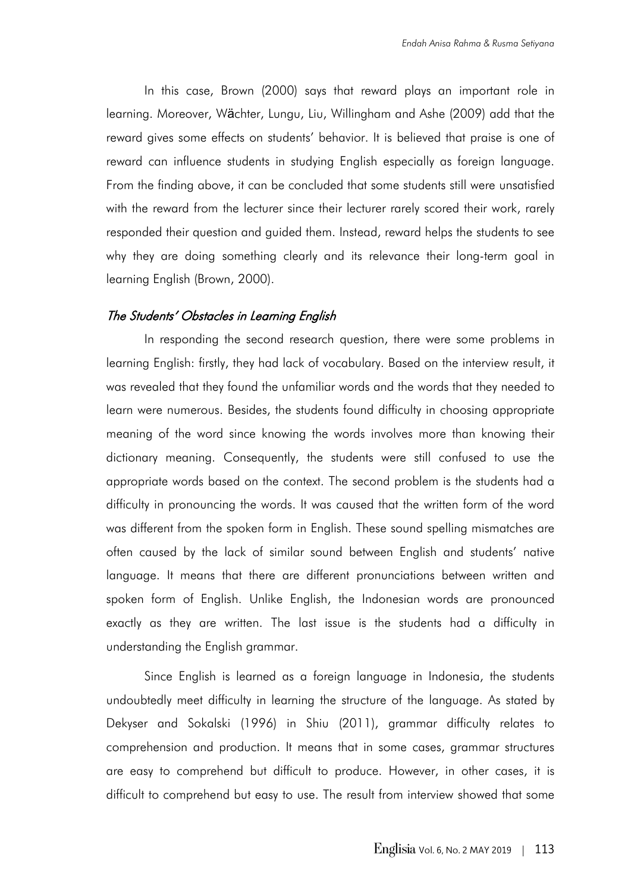In this case, Brown (2000) says that reward plays an important role in learning. Moreover, Wächter, Lungu, Liu, Willingham and Ashe (2009) add that the reward gives some effects on students' behavior. It is believed that praise is one of reward can influence students in studying English especially as foreign language. From the finding above, it can be concluded that some students still were unsatisfied with the reward from the lecturer since their lecturer rarely scored their work, rarely responded their question and guided them. Instead, reward helps the students to see why they are doing something clearly and its relevance their long-term goal in learning English (Brown, 2000).

### *The Students' Obstacles in Learning English*

In responding the second research question, there were some problems in learning English: firstly, they had lack of vocabulary. Based on the interview result, it was revealed that they found the unfamiliar words and the words that they needed to learn were numerous. Besides, the students found difficulty in choosing appropriate meaning of the word since knowing the words involves more than knowing their dictionary meaning. Consequently, the students were still confused to use the appropriate words based on the context. The second problem is the students had a difficulty in pronouncing the words. It was caused that the written form of the word was different from the spoken form in English. These sound spelling mismatches are often caused by the lack of similar sound between English and students' native language. It means that there are different pronunciations between written and spoken form of English. Unlike English, the Indonesian words are pronounced exactly as they are written. The last issue is the students had a difficulty in understanding the English grammar.

Since English is learned as a foreign language in Indonesia, the students undoubtedly meet difficulty in learning the structure of the language. As stated by Dekyser and Sokalski (1996) in Shiu (2011), grammar difficulty relates to comprehension and production. It means that in some cases, grammar structures are easy to comprehend but difficult to produce. However, in other cases, it is difficult to comprehend but easy to use. The result from interview showed that some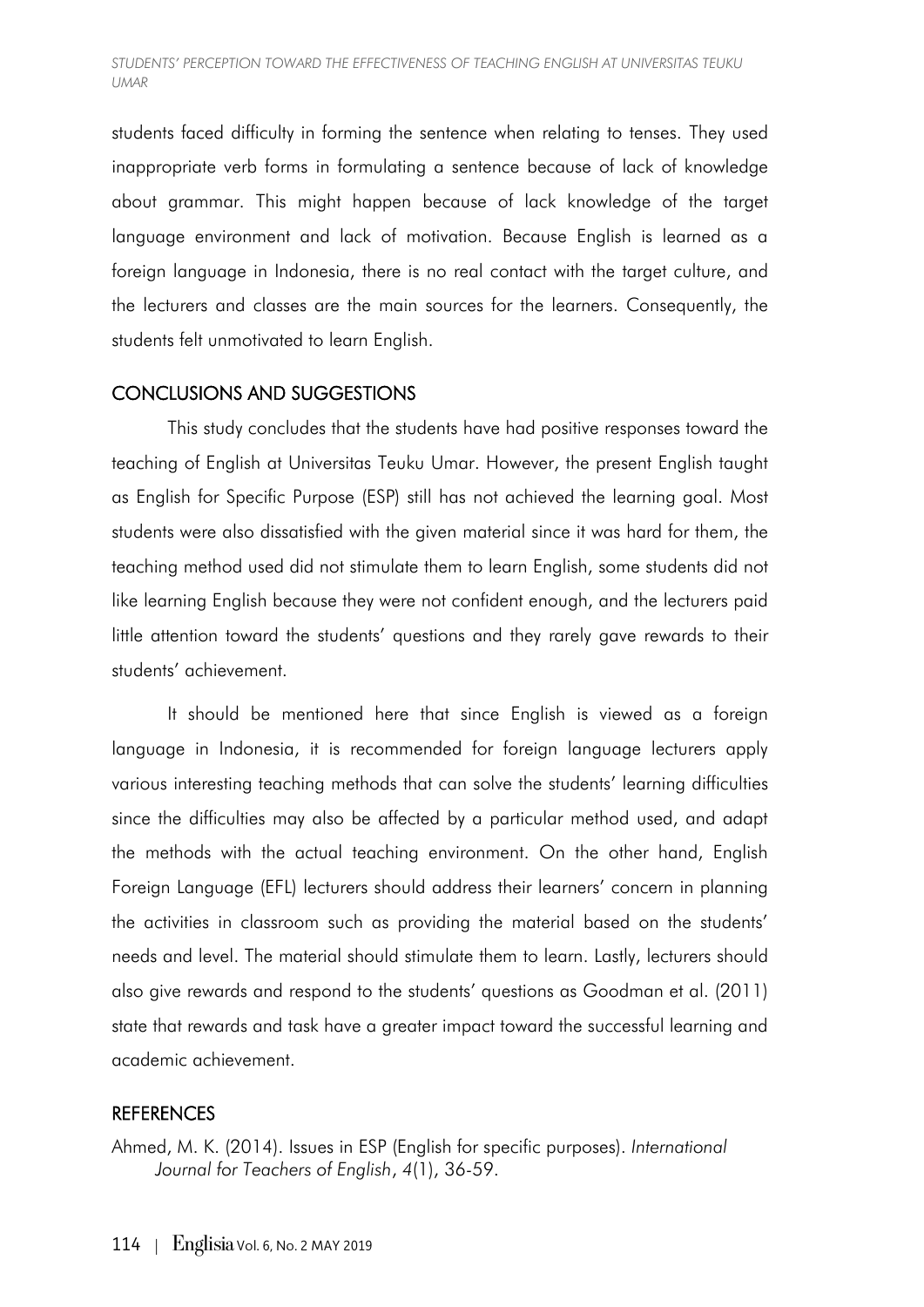students faced difficulty in forming the sentence when relating to tenses. They used inappropriate verb forms in formulating a sentence because of lack of knowledge about grammar. This might happen because of lack knowledge of the target language environment and lack of motivation. Because English is learned as a foreign language in Indonesia, there is no real contact with the target culture, and the lecturers and classes are the main sources for the learners. Consequently, the students felt unmotivated to learn English.

## CONCLUSIONS AND SUGGESTIONS

This study concludes that the students have had positive responses toward the teaching of English at Universitas Teuku Umar. However, the present English taught as English for Specific Purpose (ESP) still has not achieved the learning goal. Most students were also dissatisfied with the given material since it was hard for them, the teaching method used did not stimulate them to learn English, some students did not like learning English because they were not confident enough, and the lecturers paid little attention toward the students' questions and they rarely gave rewards to their students' achievement.

It should be mentioned here that since English is viewed as a foreign language in Indonesia, it is recommended for foreign language lecturers apply various interesting teaching methods that can solve the students' learning difficulties since the difficulties may also be affected by a particular method used, and adapt the methods with the actual teaching environment. On the other hand, English Foreign Language (EFL) lecturers should address their learners' concern in planning the activities in classroom such as providing the material based on the students' needs and level. The material should stimulate them to learn. Lastly, lecturers should also give rewards and respond to the students' questions as Goodman et al. (2011) state that rewards and task have a greater impact toward the successful learning and academic achievement.

## REFERENCES

Ahmed, M. K. (2014). Issues in ESP (English for specific purposes). *International Journal for Teachers of English*, *4*(1), 36-59.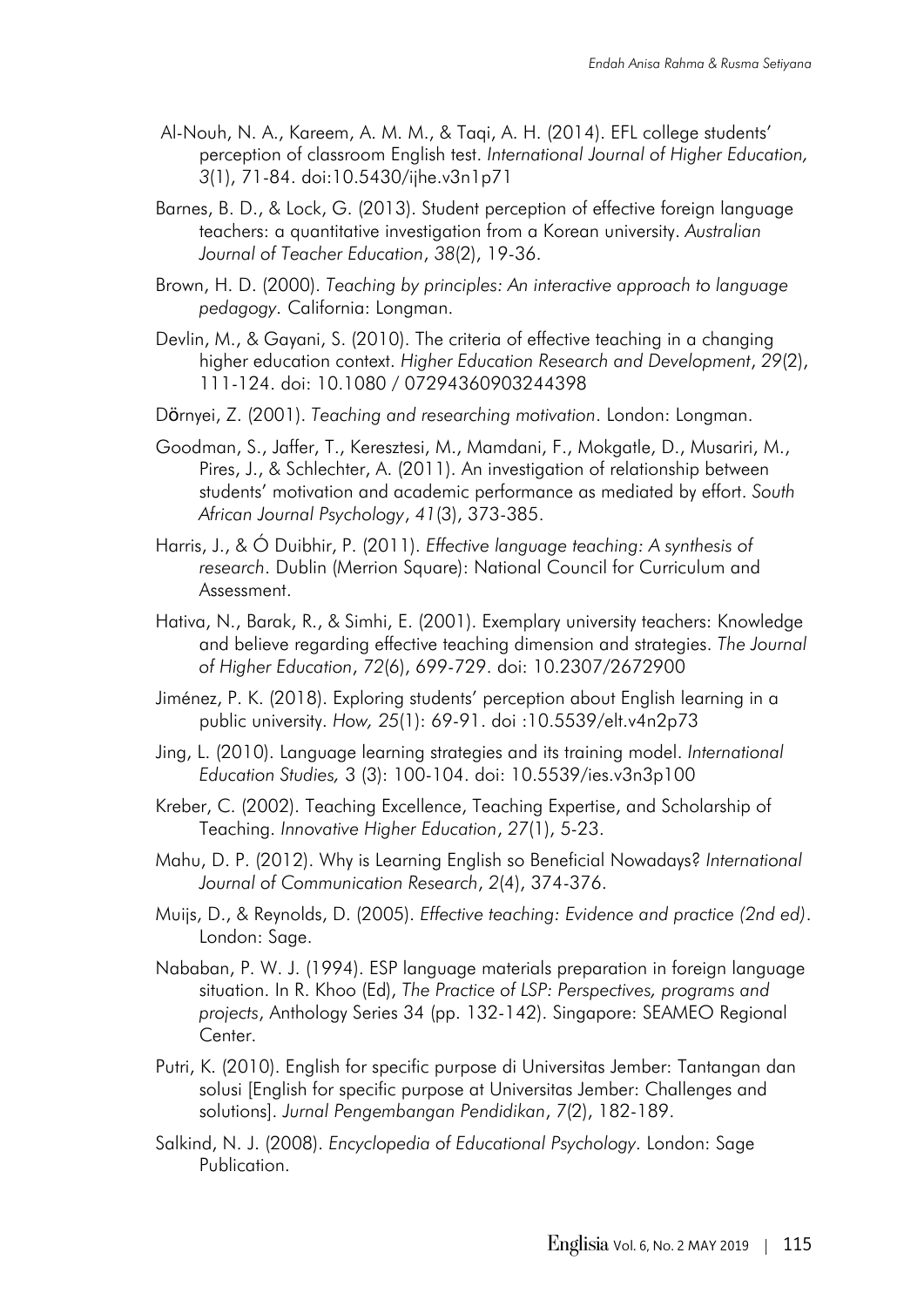Al-Nouh, N. A., Kareem, A. M. M., & Taqi, A. H. (2014). EFL college students' perception of classroom English test. *International Journal of Higher Education, 3*(1), 71-84. doi:10.5430/ijhe.v3n1p71

Barnes, B. D., & Lock, G. (2013). Student perception of effective foreign language teachers: a quantitative investigation from a Korean university. *Australian Journal of Teacher Education*, *38*(2), 19-36.

Brown, H. D. (2000). *Teaching by principles: An interactive approach to language pedagogy.* California: Longman.

Devlin, M., & Gayani, S. (2010). The criteria of effective teaching in a changing higher education context. *Higher Education Research and Development*, *29*(2), 111-124. doi: 10.1080 / 07294360903244398

Dörnyei, Z. (2001). *Teaching and researching motivation*. London: Longman.

Goodman, S., Jaffer, T., Keresztesi, M., Mamdani, F., Mokgatle, D., Musariri, M., Pires, J., & Schlechter, A. (2011). An investigation of relationship between students' motivation and academic performance as mediated by effort. *South African Journal Psychology*, *41*(3), 373-385.

Harris, J., & Ó Duibhir, P. (2011). *Effective language teaching: A synthesis of research*. Dublin (Merrion Square): National Council for Curriculum and Assessment.

Hativa, N., Barak, R., & Simhi, E. (2001). Exemplary university teachers: Knowledge and believe regarding effective teaching dimension and strategies. *The Journal of Higher Education*, *72*(6), 699-729. doi: 10.2307/2672900

Jiménez, P. K. (2018). Exploring students' perception about English learning in a public university. *How, 25*(1): 69-91. doi :10.5539/elt.v4n2p73

Jing, L. (2010). Language learning strategies and its training model. *International Education Studies,* 3 (3): 100-104. doi: 10.5539/ies.v3n3p100

Kreber, C. (2002). Teaching Excellence, Teaching Expertise, and Scholarship of Teaching. *Innovative Higher Education*, *27*(1), 5-23.

Mahu, D. P. (2012). Why is Learning English so Beneficial Nowadays? *International Journal of Communication Research*, *2*(4), 374-376.

Muijs, D., & Reynolds, D. (2005). *Effective teaching: Evidence and practice (2nd ed)*. London: Sage.

Nababan, P. W. J. (1994). ESP language materials preparation in foreign language situation. In R. Khoo (Ed), *The Practice of LSP: Perspectives, programs and projects*, Anthology Series 34 (pp. 132-142). Singapore: SEAMEO Regional Center.

Putri, K. (2010). English for specific purpose di Universitas Jember: Tantangan dan solusi [English for specific purpose at Universitas Jember: Challenges and solutions]. *Jurnal Pengembangan Pendidikan*, *7*(2), 182-189.

Salkind, N. J. (2008). *Encyclopedia of Educational Psychology*. London: Sage Publication.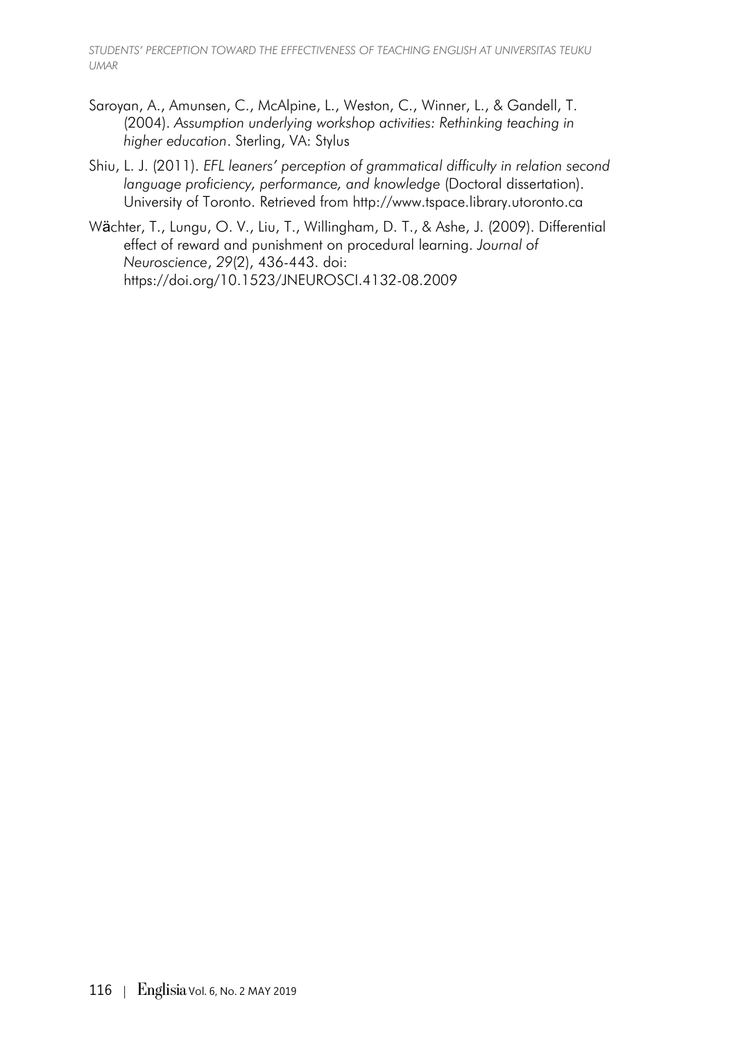Saroyan, A., Amunsen, C., McAlpine, L., Weston, C., Winner, L., & Gandell, T. (2004). *Assumption underlying workshop activities: Rethinking teaching in higher education*. Sterling, VA: Stylus

Shiu, L. J. (2011). *EFL leaners' perception of grammatical difficulty in relation second language proficiency, performance, and knowledge* (Doctoral dissertation). University of Toronto. Retrieved from http://www.tspace.library.utoronto.ca

Wächter, T., Lungu, O. V., Liu, T., Willingham, D. T., & Ashe, J. (2009). Differential effect of reward and punishment on procedural learning. *Journal of Neuroscience*, *29*(2), 436-443. doi: https://doi.org/10.1523/JNEUROSCI.4132-08.2009